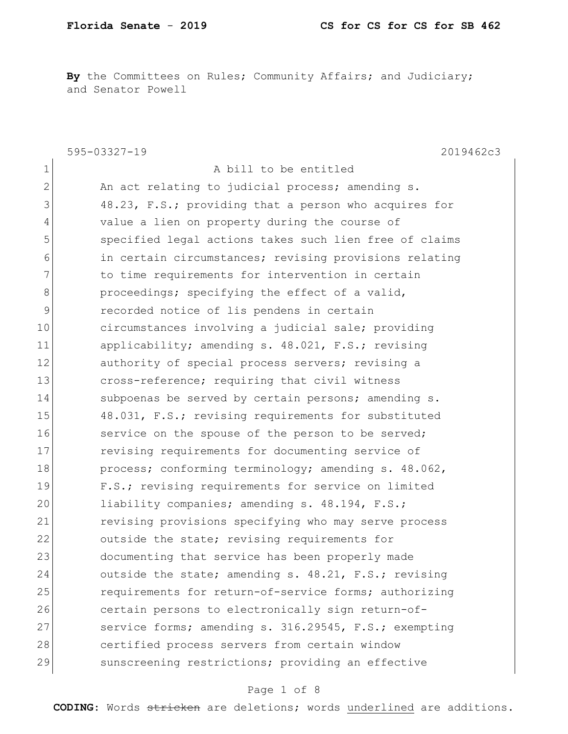**Florida Senate - 2019** **CS for CS for CS for SB 462**

**By** the Committees on Rules; Community Affairs; and Judiciary; and Senator Powell

595-03327-19 2019462c3

1 A bill to be entitled
2 An act relating to judicial process; amending s.
3 48.23, F.S.; providing that a person who acquires for
4 value a lien on property during the course of
5 specified legal actions takes such lien free of claims
6 in certain circumstances; revising provisions relating
7 to time requirements for intervention in certain
8 proceedings; specifying the effect of a valid,
9 recorded notice of lis pendens in certain
10 circumstances involving a judicial sale; providing
11 applicability; amending s. 48.021, F.S.; revising
12 authority of special process servers; revising a
13 cross-reference; requiring that civil witness
14 subpoenas be served by certain persons; amending s.
15 48.031, F.S.; revising requirements for substituted
16 service on the spouse of the person to be served;
17 revising requirements for documenting service of
18 process; conforming terminology; amending s. 48.062,
19 F.S.; revising requirements for service on limited
20 liability companies; amending s. 48.194, F.S.;
21 revising provisions specifying who may serve process
22 outside the state; revising requirements for
23 documenting that service has been properly made
24 outside the state; amending s. 48.21, F.S.; revising
25 requirements for return-of-service forms; authorizing
26 certain persons to electronically sign return-of-
27 service forms; amending s. 316.29545, F.S.; exempting
28 certified process servers from certain window
29 sunscreening restrictions; providing an effective

**CODING:** Words ~~stricken~~ are deletions; words underlined are additions.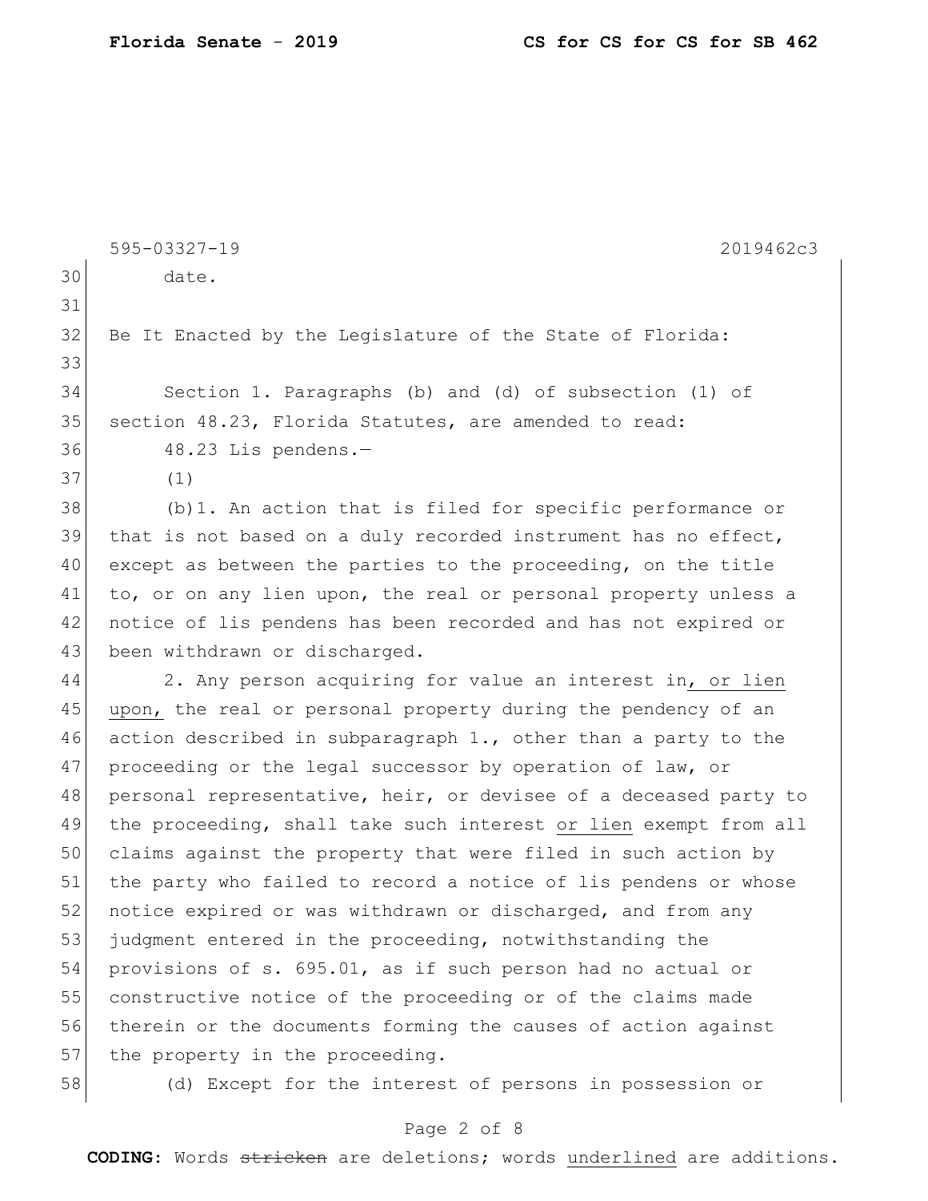date.

Be It Enacted by the Legislature of the State of Florida:

Section 1. Paragraphs (b) and (d) of subsection (1) of section 48.23, Florida Statutes, are amended to read:

48.23 Lis pendens.—

(1)

(b)1. An action that is filed for specific performance or that is not based on a duly recorded instrument has no effect, except as between the parties to the proceeding, on the title to, or on any lien upon, the real or personal property unless a notice of lis pendens has been recorded and has not expired or been withdrawn or discharged.

2. Any person acquiring for value an interest in<u>, or lien upon,</u> the real or personal property during the pendency of an action described in subparagraph 1., other than a party to the proceeding or the legal successor by operation of law, or personal representative, heir, or devisee of a deceased party to the proceeding, shall take such interest <u>or lien</u> exempt from all claims against the property that were filed in such action by the party who failed to record a notice of lis pendens or whose notice expired or was withdrawn or discharged, and from any judgment entered in the proceeding, notwithstanding the provisions of s. 695.01, as if such person had no actual or constructive notice of the proceeding or of the claims made therein or the documents forming the causes of action against the property in the proceeding.

(d) Except for the interest of persons in possession or

**CODING:** Words ~~stricken~~ are deletions; words <u>underlined</u> are additions.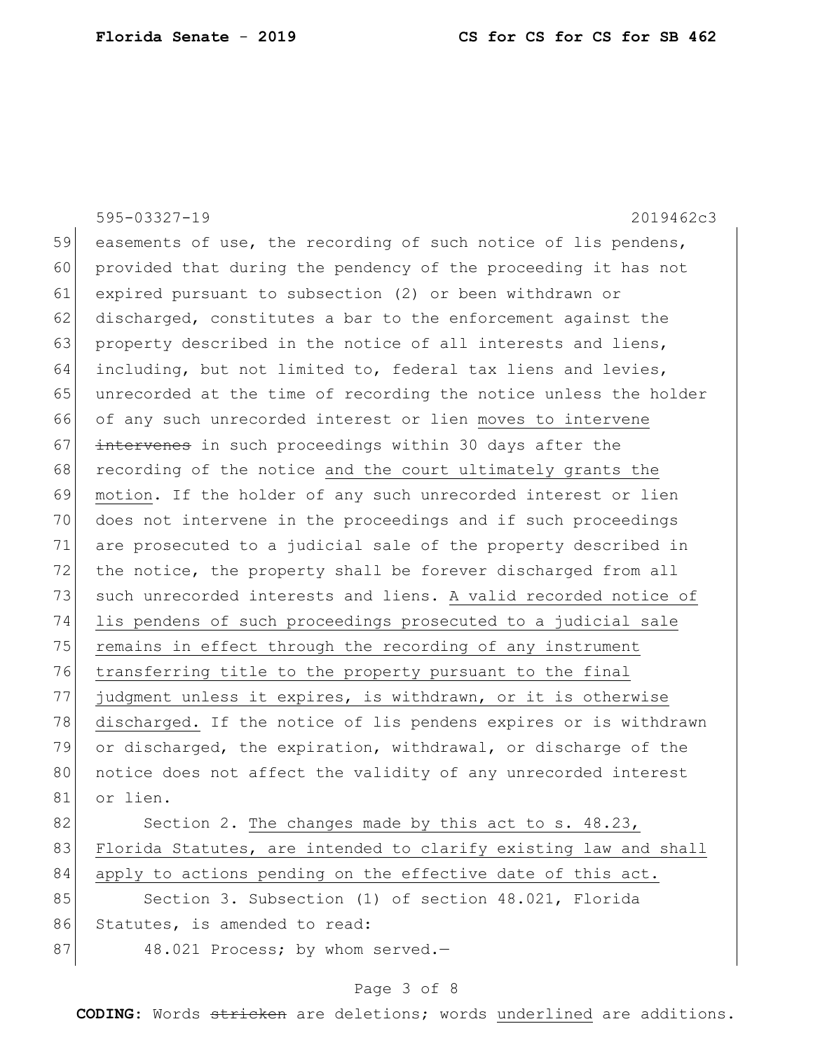easements of use, the recording of such notice of lis pendens, provided that during the pendency of the proceeding it has not expired pursuant to subsection (2) or been withdrawn or discharged, constitutes a bar to the enforcement against the property described in the notice of all interests and liens, including, but not limited to, federal tax liens and levies, unrecorded at the time of recording the notice unless the holder of any such unrecorded interest or lien <u>moves to intervene</u> ~~intervenes~~ in such proceedings within 30 days after the recording of the notice <u>and the court ultimately grants the motion</u>. If the holder of any such unrecorded interest or lien does not intervene in the proceedings and if such proceedings are prosecuted to a judicial sale of the property described in the notice, the property shall be forever discharged from all such unrecorded interests and liens. <u>A valid recorded notice of lis pendens of such proceedings prosecuted to a judicial sale remains in effect through the recording of any instrument transferring title to the property pursuant to the final judgment unless it expires, is withdrawn, or it is otherwise discharged.</u> If the notice of lis pendens expires or is withdrawn or discharged, the expiration, withdrawal, or discharge of the notice does not affect the validity of any unrecorded interest or lien.

Section 2. <u>The changes made by this act to s. 48.23, Florida Statutes, are intended to clarify existing law and shall apply to actions pending on the effective date of this act.</u>

Section 3. Subsection (1) of section 48.021, Florida Statutes, is amended to read:

48.021 Process; by whom served.—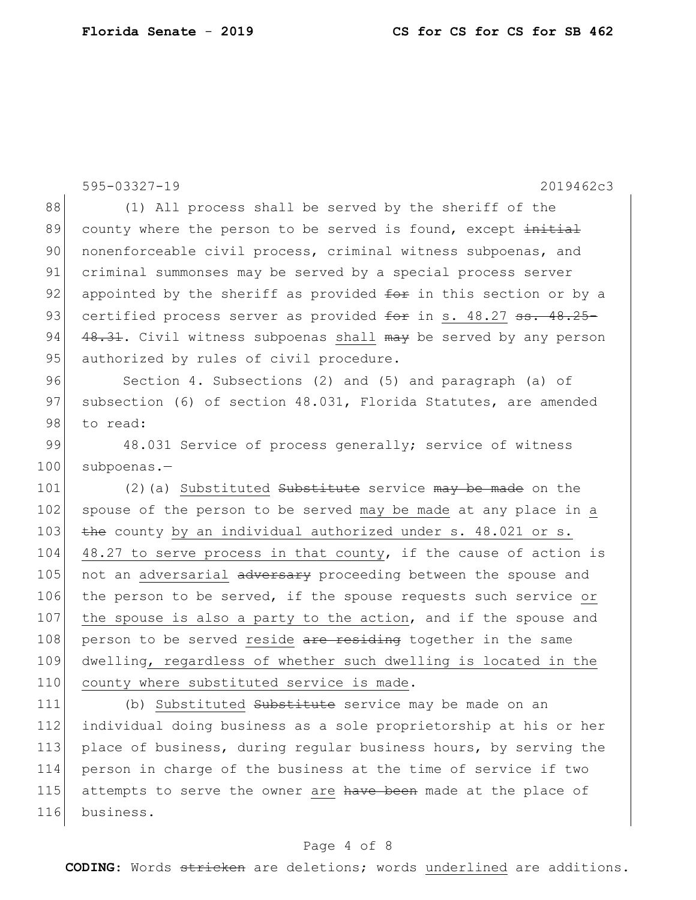(1) All process shall be served by the sheriff of the county where the person to be served is found, except ~~initial~~ nonenforceable civil process, criminal witness subpoenas, and criminal summonses may be served by a special process server appointed by the sheriff as provided ~~for~~ in this section or by a certified process server as provided ~~for~~ in s. 48.27 ~~ss. 48.25-48.31~~. Civil witness subpoenas shall ~~may~~ be served by any person authorized by rules of civil procedure.

Section 4. Subsections (2) and (5) and paragraph (a) of subsection (6) of section 48.031, Florida Statutes, are amended to read:

48.031 Service of process generally; service of witness subpoenas.—

(2)(a) Substituted ~~Substitute~~ service ~~may be made~~ on the spouse of the person to be served may be made at any place in a ~~the~~ county by an individual authorized under s. 48.021 or s. 48.27 to serve process in that county, if the cause of action is not an adversarial ~~adversary~~ proceeding between the spouse and the person to be served, if the spouse requests such service or the spouse is also a party to the action, and if the spouse and person to be served reside ~~are residing~~ together in the same dwelling, regardless of whether such dwelling is located in the county where substituted service is made.

(b) Substituted ~~Substitute~~ service may be made on an individual doing business as a sole proprietorship at his or her place of business, during regular business hours, by serving the person in charge of the business at the time of service if two attempts to serve the owner are ~~have been~~ made at the place of business.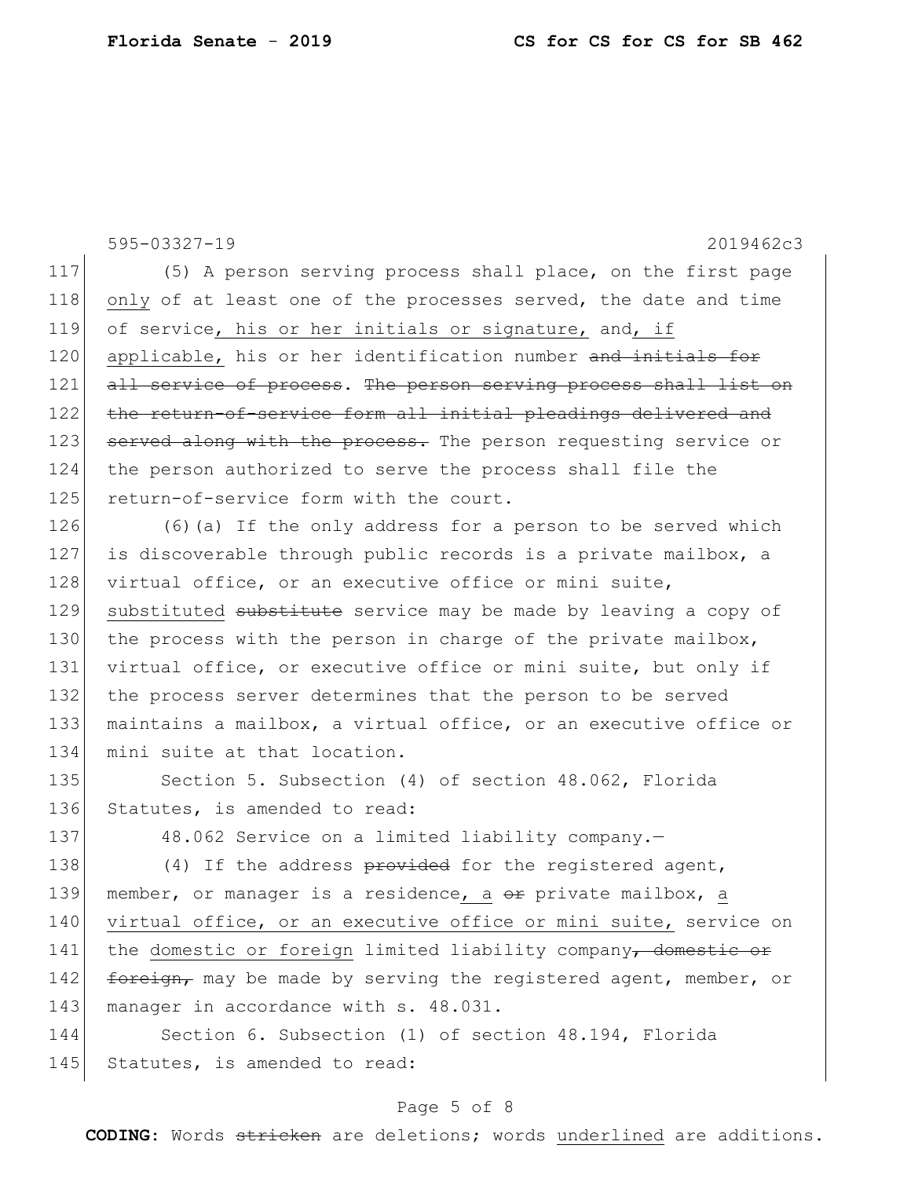(5) A person serving process shall place, on the first page <u>only</u> of at least one of the processes served, the date and time of service<u>, his or her initials or signature,</u> and<u>, if applicable,</u> his or her identification number ~~and initials for all service of process~~. ~~The person serving process shall list on the return-of-service form all initial pleadings delivered and served along with the process.~~ The person requesting service or the person authorized to serve the process shall file the return-of-service form with the court.

(6)(a) If the only address for a person to be served which is discoverable through public records is a private mailbox, a virtual office, or an executive office or mini suite, <u>substituted</u> ~~substitute~~ service may be made by leaving a copy of the process with the person in charge of the private mailbox, virtual office, or executive office or mini suite, but only if the process server determines that the person to be served maintains a mailbox, a virtual office, or an executive office or mini suite at that location.

Section 5. Subsection (4) of section 48.062, Florida Statutes, is amended to read:

48.062 Service on a limited liability company.—

(4) If the address ~~provided~~ for the registered agent, member, or manager is a residence<u>, a</u> ~~or~~ private mailbox, <u>a virtual office, or an executive office or mini suite,</u> service on the <u>domestic or foreign</u> limited liability company~~, domestic or foreign,~~ may be made by serving the registered agent, member, or manager in accordance with s. 48.031.

Section 6. Subsection (1) of section 48.194, Florida Statutes, is amended to read: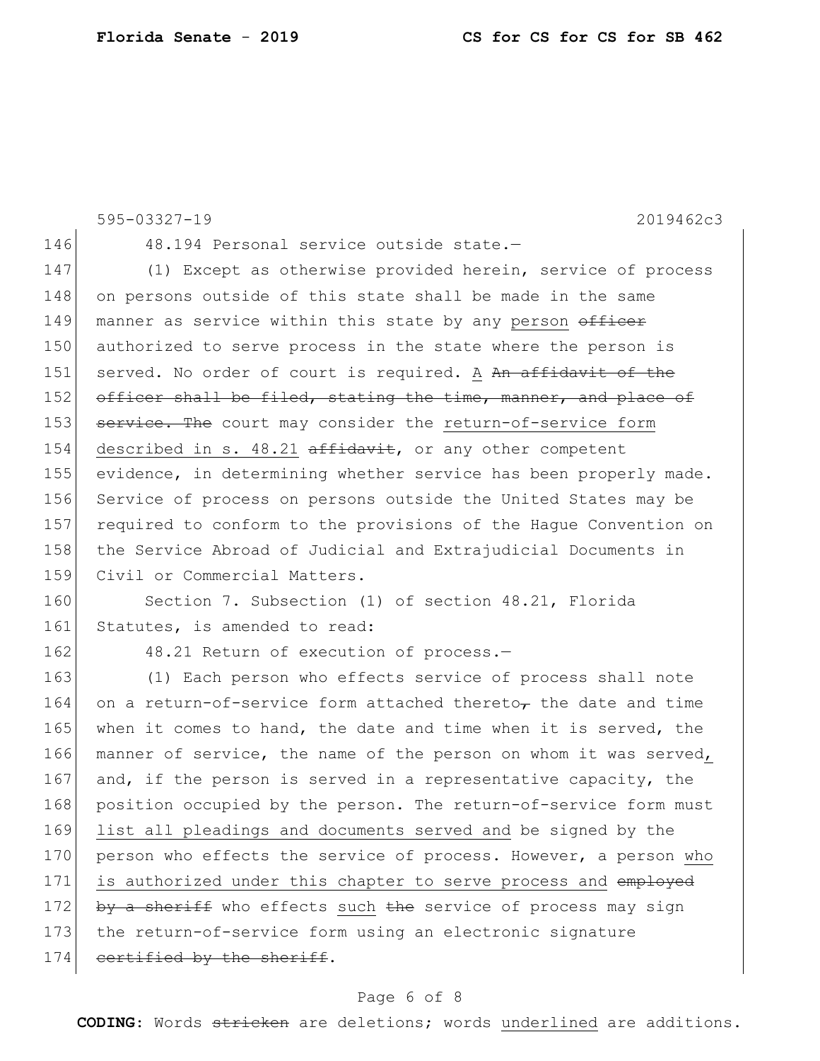595-03327-19 2019462c3

146 48.194 Personal service outside state.—

147 (1) Except as otherwise provided herein, service of process
148 on persons outside of this state shall be made in the same
149 manner as service within this state by any <u>person</u> ~~officer~~
150 authorized to serve process in the state where the person is
151 served. No order of court is required. <u>A</u> ~~An affidavit of the~~
152 ~~officer shall be filed, stating the time, manner, and place of~~
153 ~~service. The~~ court may consider the <u>return-of-service form</u>
154 <u>described in s. 48.21</u> ~~affidavit~~, or any other competent
155 evidence, in determining whether service has been properly made.
156 Service of process on persons outside the United States may be
157 required to conform to the provisions of the Hague Convention on
158 the Service Abroad of Judicial and Extrajudicial Documents in
159 Civil or Commercial Matters.

160 Section 7. Subsection (1) of section 48.21, Florida
161 Statutes, is amended to read:

162 48.21 Return of execution of process.—

163 (1) Each person who effects service of process shall note
164 on a return-of-service form attached thereto~~,~~ the date and time
165 when it comes to hand, the date and time when it is served, the
166 manner of service, the name of the person on whom it was served<u>,</u>
167 and, if the person is served in a representative capacity, the
168 position occupied by the person. The return-of-service form must
169 <u>list all pleadings and documents served and</u> be signed by the
170 person who effects the service of process. However, a person <u>who</u>
171 <u>is authorized under this chapter to serve process and</u> ~~employed~~
172 ~~by a sheriff~~ who effects <u>such</u> ~~the~~ service of process may sign
173 the return-of-service form using an electronic signature
174 ~~certified by the sheriff~~.

**CODING:** Words ~~stricken~~ are deletions; words <u>underlined</u> are additions.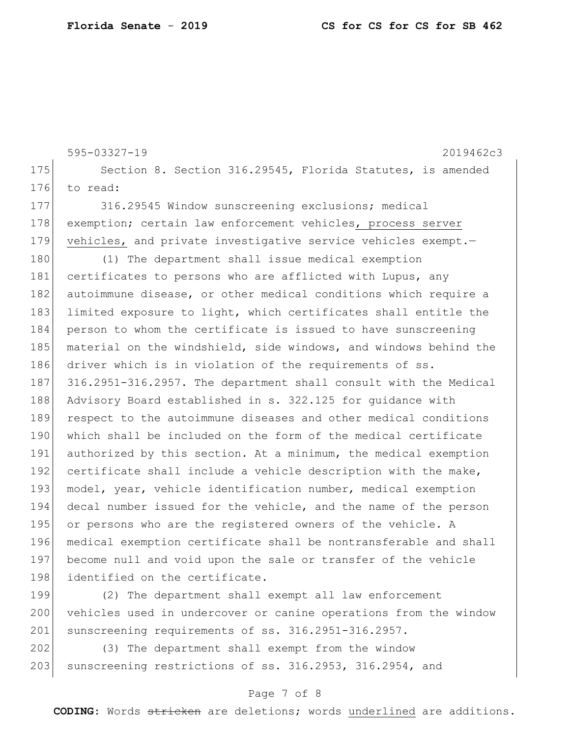Section 8. Section 316.29545, Florida Statutes, is amended to read:

316.29545 Window sunscreening exclusions; medical exemption; certain law enforcement vehicles, process server vehicles, and private investigative service vehicles exempt.—

(1) The department shall issue medical exemption certificates to persons who are afflicted with Lupus, any autoimmune disease, or other medical conditions which require a limited exposure to light, which certificates shall entitle the person to whom the certificate is issued to have sunscreening material on the windshield, side windows, and windows behind the driver which is in violation of the requirements of ss. 316.2951-316.2957. The department shall consult with the Medical Advisory Board established in s. 322.125 for guidance with respect to the autoimmune diseases and other medical conditions which shall be included on the form of the medical certificate authorized by this section. At a minimum, the medical exemption certificate shall include a vehicle description with the make, model, year, vehicle identification number, medical exemption decal number issued for the vehicle, and the name of the person or persons who are the registered owners of the vehicle. A medical exemption certificate shall be nontransferable and shall become null and void upon the sale or transfer of the vehicle identified on the certificate.

(2) The department shall exempt all law enforcement vehicles used in undercover or canine operations from the window sunscreening requirements of ss. 316.2951-316.2957.

(3) The department shall exempt from the window sunscreening restrictions of ss. 316.2953, 316.2954, and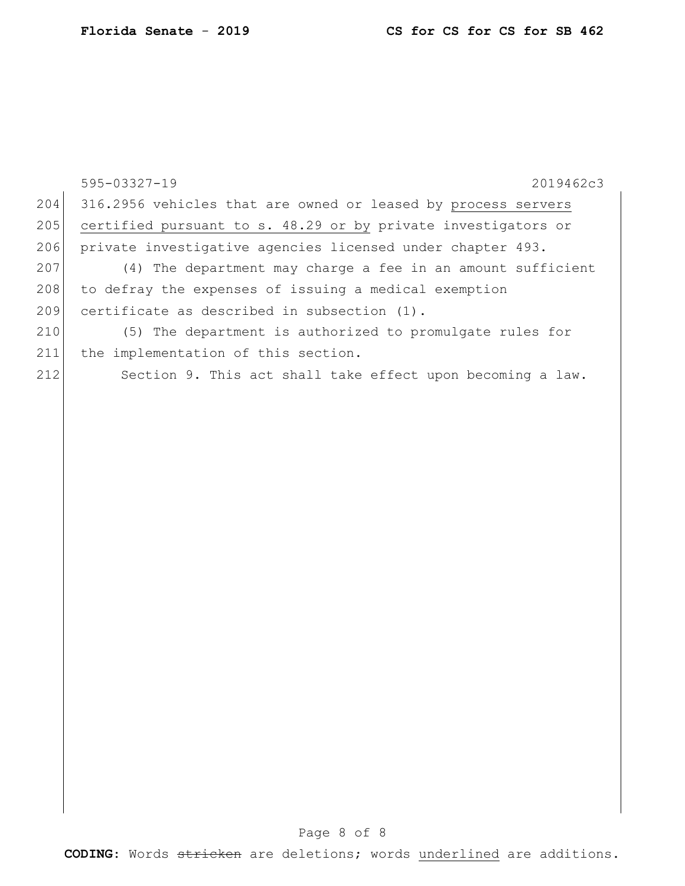595-03327-19 2019462c3

316.2956 vehicles that are owned or leased by <u>process servers certified pursuant to s. 48.29 or by</u> private investigators or private investigative agencies licensed under chapter 493.

(4) The department may charge a fee in an amount sufficient to defray the expenses of issuing a medical exemption certificate as described in subsection (1).

(5) The department is authorized to promulgate rules for the implementation of this section.

Section 9. This act shall take effect upon becoming a law.

**CODING:** Words ~~stricken~~ are deletions; words <u>underlined</u> are additions.